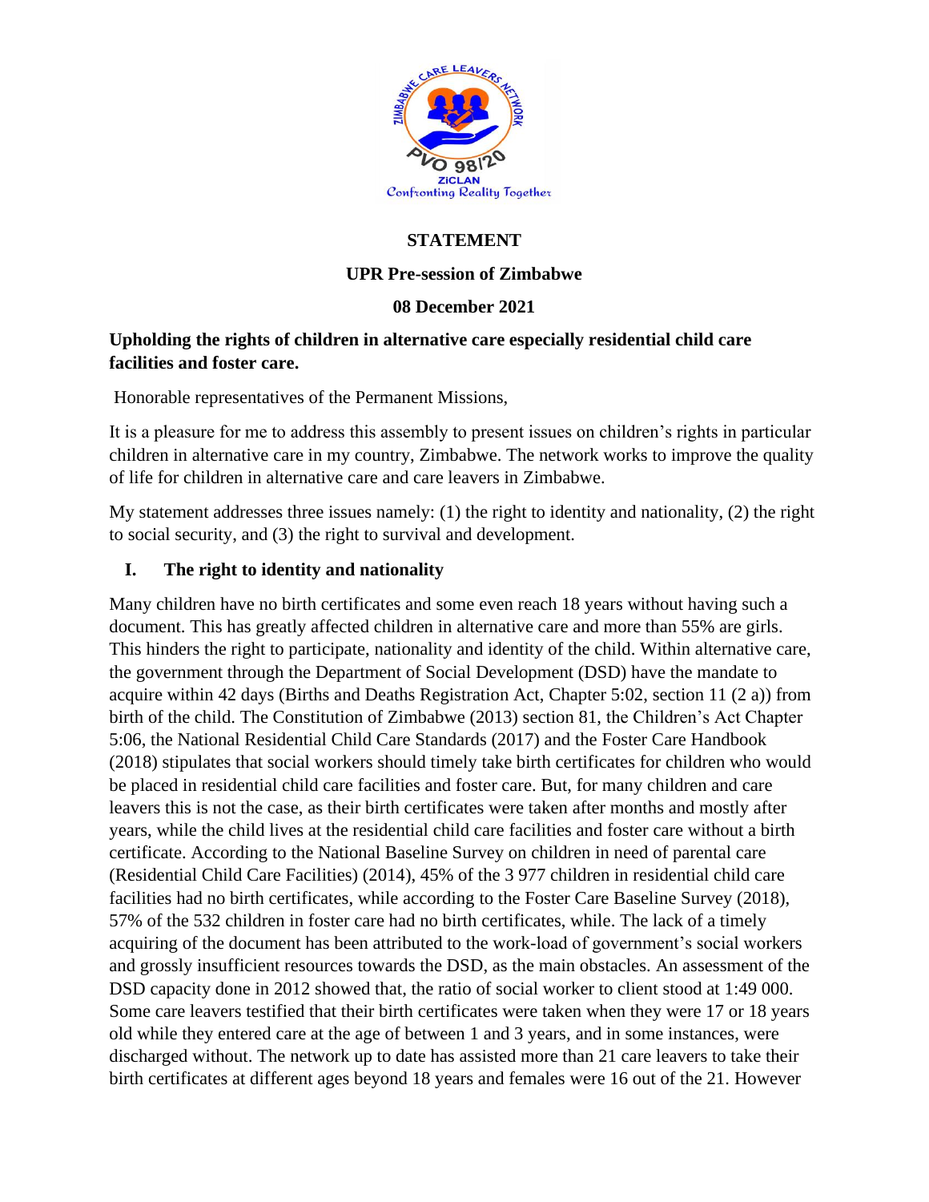# STATEMENT

## UPR Pre-session of Zimbabwe

## 08 December 2021

**Upholding the rights of children in alternative care especially residential child care facilities and foster care.**

Honorable representatives of the Permanent Missions,

It is a pleasure for me to address this assembly to present issues on children's rights in particular children in alternative care in my country, Zimbabwe. The network works to improve the quality of life for children in alternative care and care leavers in Zimbabwe.

My statement addresses three issues namely: (1) the right to identity and nationality, (2) the right to social security, and (3) the right to survival and development.

### I. The right to identity and nationality

Many children have no birth certificates and some even reach 18 years without having such a document. This has greatly affected children in alternative care and more than 55% are girls. This hinders the right to participate, nationality and identity of the child. Within alternative care, the government through the Department of Social Development (DSD) have the mandate to acquire within 42 days (Births and Deaths Registration Act, Chapter 5:02, section 11 (2 a)) from birth of the child. The Constitution of Zimbabwe (2013) section 81, the Children's Act Chapter 5:06, the National Residential Child Care Standards (2017) and the Foster Care Handbook (2018) stipulates that social workers should timely take birth certificates for children who would be placed in residential child care facilities and foster care. But, for many children and care leavers this is not the case, as their birth certificates were taken after months and mostly after years, while the child lives at the residential child care facilities and foster care without a birth certificate. According to the National Baseline Survey on children in need of parental care (Residential Child Care Facilities) (2014), 45% of the 3 977 children in residential child care facilities had no birth certificates, while according to the Foster Care Baseline Survey (2018), 57% of the 532 children in foster care had no birth certificates, while. The lack of a timely acquiring of the document has been attributed to the work-load of government's social workers and grossly insufficient resources towards the DSD, as the main obstacles. An assessment of the DSD capacity done in 2012 showed that, the ratio of social worker to client stood at 1:49 000. Some care leavers testified that their birth certificates were taken when they were 17 or 18 years old while they entered care at the age of between 1 and 3 years, and in some instances, were discharged without. The network up to date has assisted more than 21 care leavers to take their birth certificates at different ages beyond 18 years and females were 16 out of the 21. However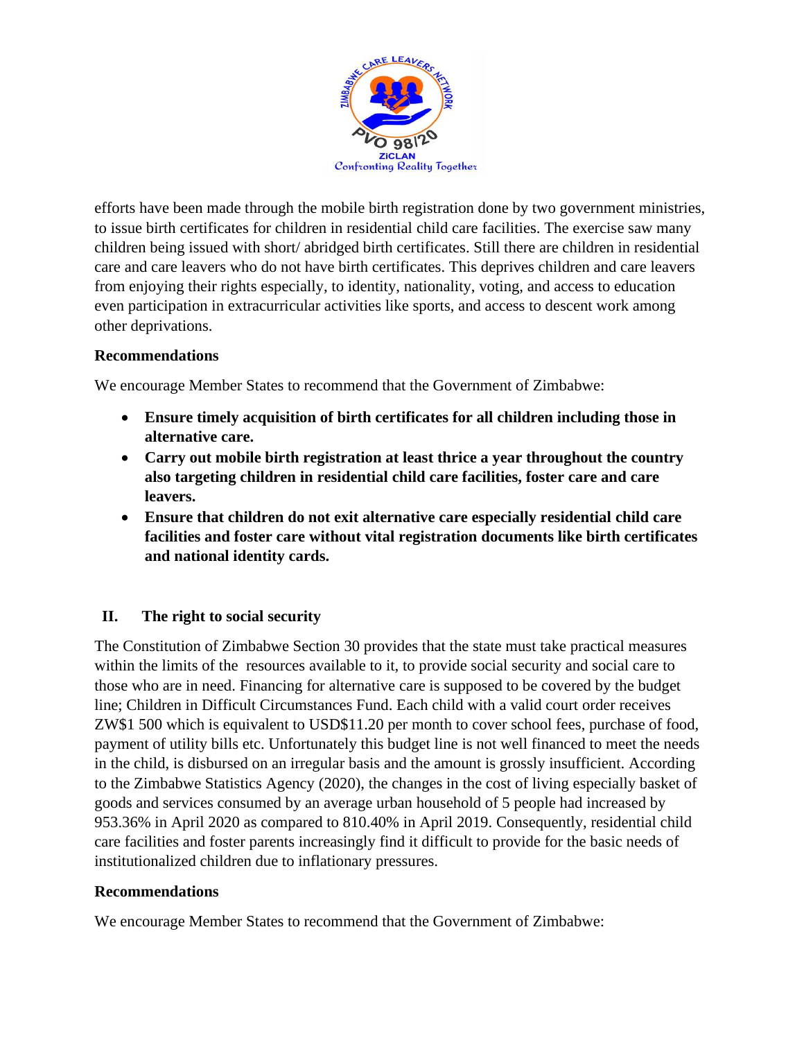efforts have been made through the mobile birth registration done by two government ministries, to issue birth certificates for children in residential child care facilities. The exercise saw many children being issued with short/ abridged birth certificates. Still there are children in residential care and care leavers who do not have birth certificates. This deprives children and care leavers from enjoying their rights especially, to identity, nationality, voting, and access to education even participation in extracurricular activities like sports, and access to descent work among other deprivations.

**Recommendations**

We encourage Member States to recommend that the Government of Zimbabwe:

- **Ensure timely acquisition of birth certificates for all children including those in alternative care.**
- **Carry out mobile birth registration at least thrice a year throughout the country also targeting children in residential child care facilities, foster care and care leavers.**
- **Ensure that children do not exit alternative care especially residential child care facilities and foster care without vital registration documents like birth certificates and national identity cards.**

## II. The right to social security

The Constitution of Zimbabwe Section 30 provides that the state must take practical measures within the limits of the resources available to it, to provide social security and social care to those who are in need. Financing for alternative care is supposed to be covered by the budget line; Children in Difficult Circumstances Fund. Each child with a valid court order receives ZW$1 500 which is equivalent to USD$11.20 per month to cover school fees, purchase of food, payment of utility bills etc. Unfortunately this budget line is not well financed to meet the needs in the child, is disbursed on an irregular basis and the amount is grossly insufficient. According to the Zimbabwe Statistics Agency (2020), the changes in the cost of living especially basket of goods and services consumed by an average urban household of 5 people had increased by 953.36% in April 2020 as compared to 810.40% in April 2019. Consequently, residential child care facilities and foster parents increasingly find it difficult to provide for the basic needs of institutionalized children due to inflationary pressures.

**Recommendations**

We encourage Member States to recommend that the Government of Zimbabwe: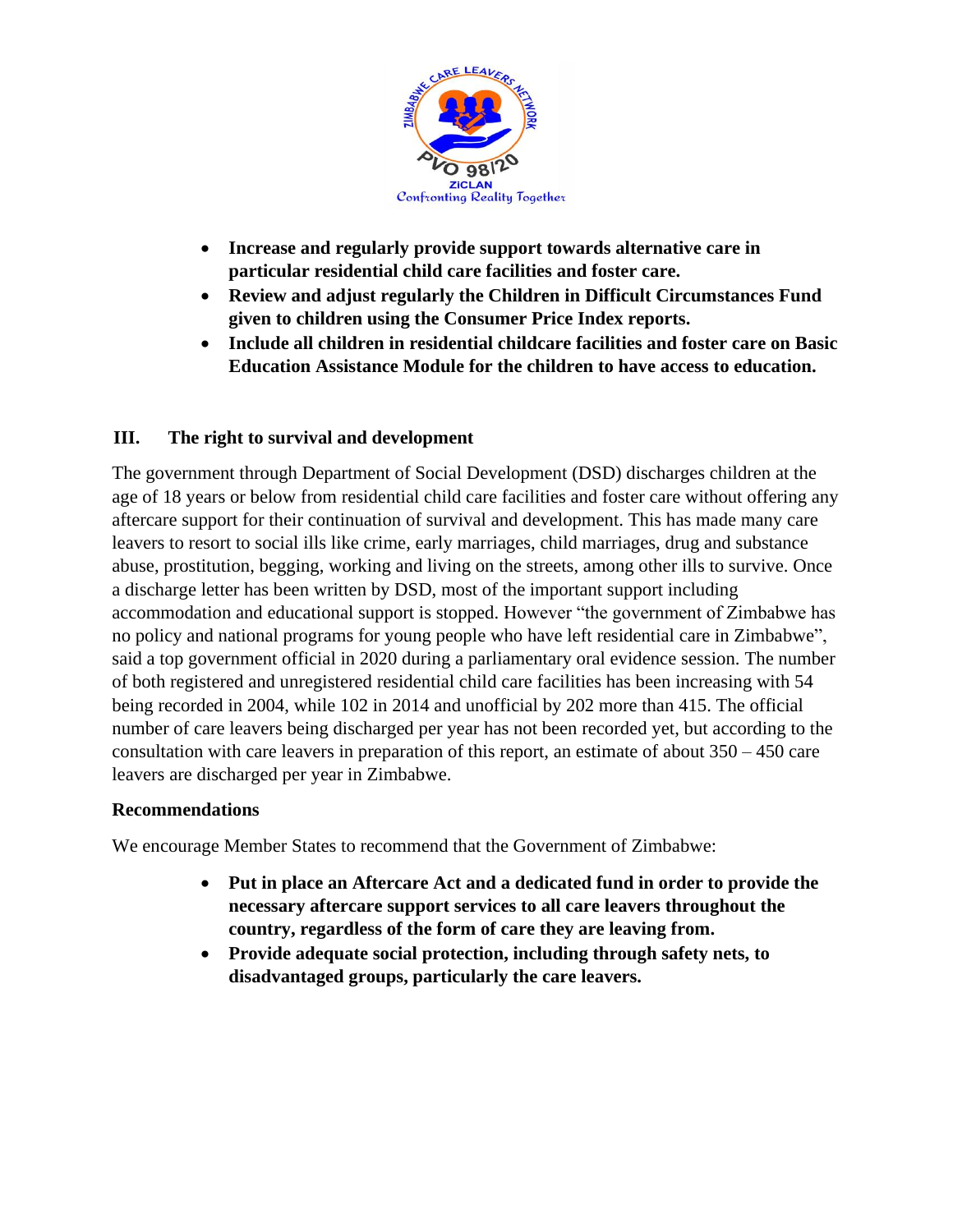- **Increase and regularly provide support towards alternative care in particular residential child care facilities and foster care.**
- **Review and adjust regularly the Children in Difficult Circumstances Fund given to children using the Consumer Price Index reports.**
- **Include all children in residential childcare facilities and foster care on Basic Education Assistance Module for the children to have access to education.**

## III. The right to survival and development

The government through Department of Social Development (DSD) discharges children at the age of 18 years or below from residential child care facilities and foster care without offering any aftercare support for their continuation of survival and development. This has made many care leavers to resort to social ills like crime, early marriages, child marriages, drug and substance abuse, prostitution, begging, working and living on the streets, among other ills to survive. Once a discharge letter has been written by DSD, most of the important support including accommodation and educational support is stopped. However "the government of Zimbabwe has no policy and national programs for young people who have left residential care in Zimbabwe", said a top government official in 2020 during a parliamentary oral evidence session. The number of both registered and unregistered residential child care facilities has been increasing with 54 being recorded in 2004, while 102 in 2014 and unofficial by 202 more than 415. The official number of care leavers being discharged per year has not been recorded yet, but according to the consultation with care leavers in preparation of this report, an estimate of about 350 – 450 care leavers are discharged per year in Zimbabwe.

**Recommendations**

We encourage Member States to recommend that the Government of Zimbabwe:

- **Put in place an Aftercare Act and a dedicated fund in order to provide the necessary aftercare support services to all care leavers throughout the country, regardless of the form of care they are leaving from.**
- **Provide adequate social protection, including through safety nets, to disadvantaged groups, particularly the care leavers.**